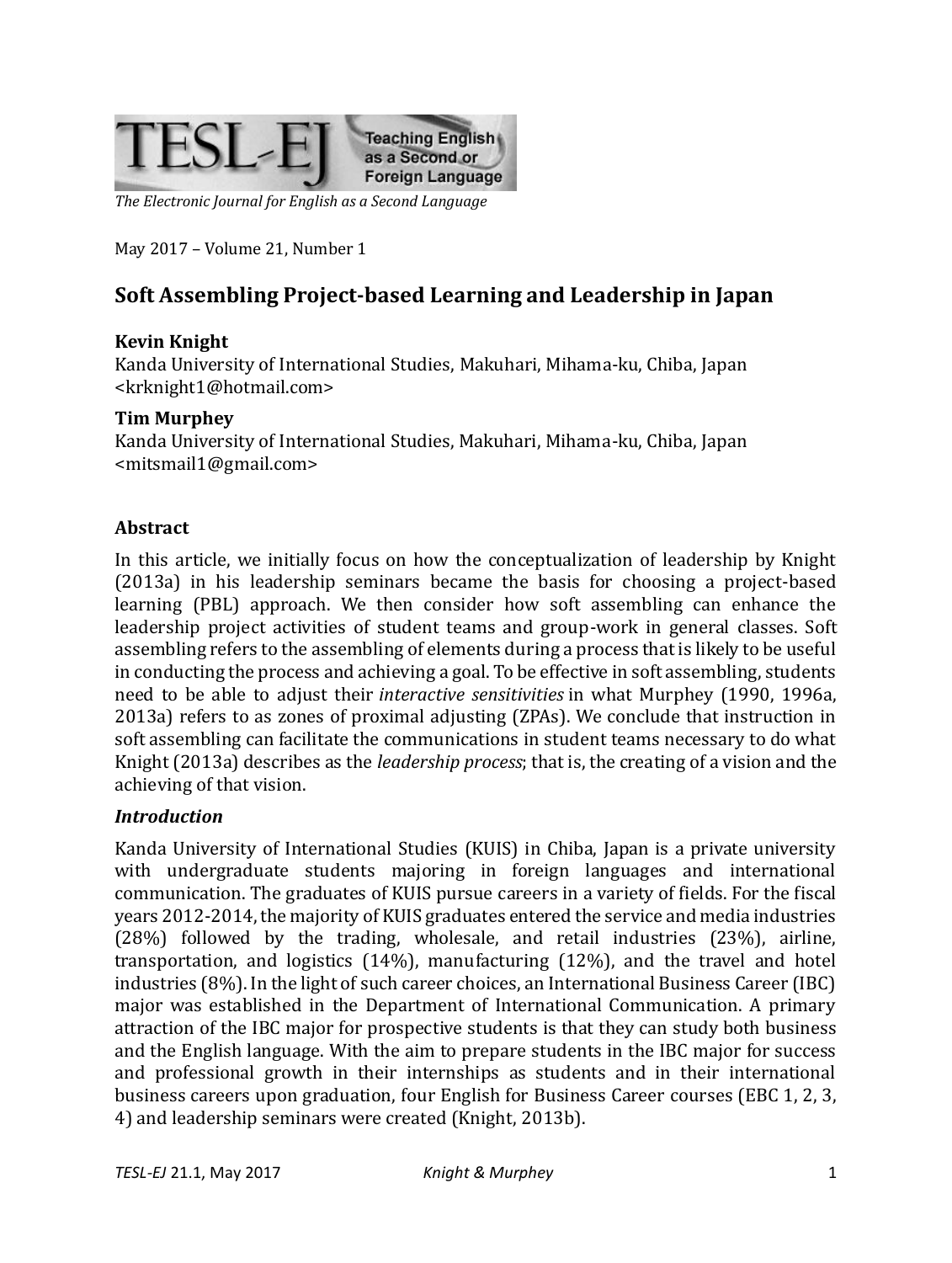The Electronic Journal for English as a Second Language

May 2017 – Volume 21, Number 1

# Soft Assembling Project-based Learning and Leadership in Japan

**Kevin Knight**
Kanda University of International Studies, Makuhari, Mihama-ku, Chiba, Japan
<krknight1@hotmail.com>

**Tim Murphey**
Kanda University of International Studies, Makuhari, Mihama-ku, Chiba, Japan
<mitsmail1@gmail.com>

## Abstract

In this article, we initially focus on how the conceptualization of leadership by Knight (2013a) in his leadership seminars became the basis for choosing a project-based learning (PBL) approach. We then consider how soft assembling can enhance the leadership project activities of student teams and group-work in general classes. Soft assembling refers to the assembling of elements during a process that is likely to be useful in conducting the process and achieving a goal. To be effective in soft assembling, students need to be able to adjust their *interactive sensitivities* in what Murphey (1990, 1996a, 2013a) refers to as zones of proximal adjusting (ZPAs). We conclude that instruction in soft assembling can facilitate the communications in student teams necessary to do what Knight (2013a) describes as the *leadership process*; that is, the creating of a vision and the achieving of that vision.

## *Introduction*

Kanda University of International Studies (KUIS) in Chiba, Japan is a private university with undergraduate students majoring in foreign languages and international communication. The graduates of KUIS pursue careers in a variety of fields. For the fiscal years 2012-2014, the majority of KUIS graduates entered the service and media industries (28%) followed by the trading, wholesale, and retail industries (23%), airline, transportation, and logistics (14%), manufacturing (12%), and the travel and hotel industries (8%). In the light of such career choices, an International Business Career (IBC) major was established in the Department of International Communication. A primary attraction of the IBC major for prospective students is that they can study both business and the English language. With the aim to prepare students in the IBC major for success and professional growth in their internships as students and in their international business careers upon graduation, four English for Business Career courses (EBC 1, 2, 3, 4) and leadership seminars were created (Knight, 2013b).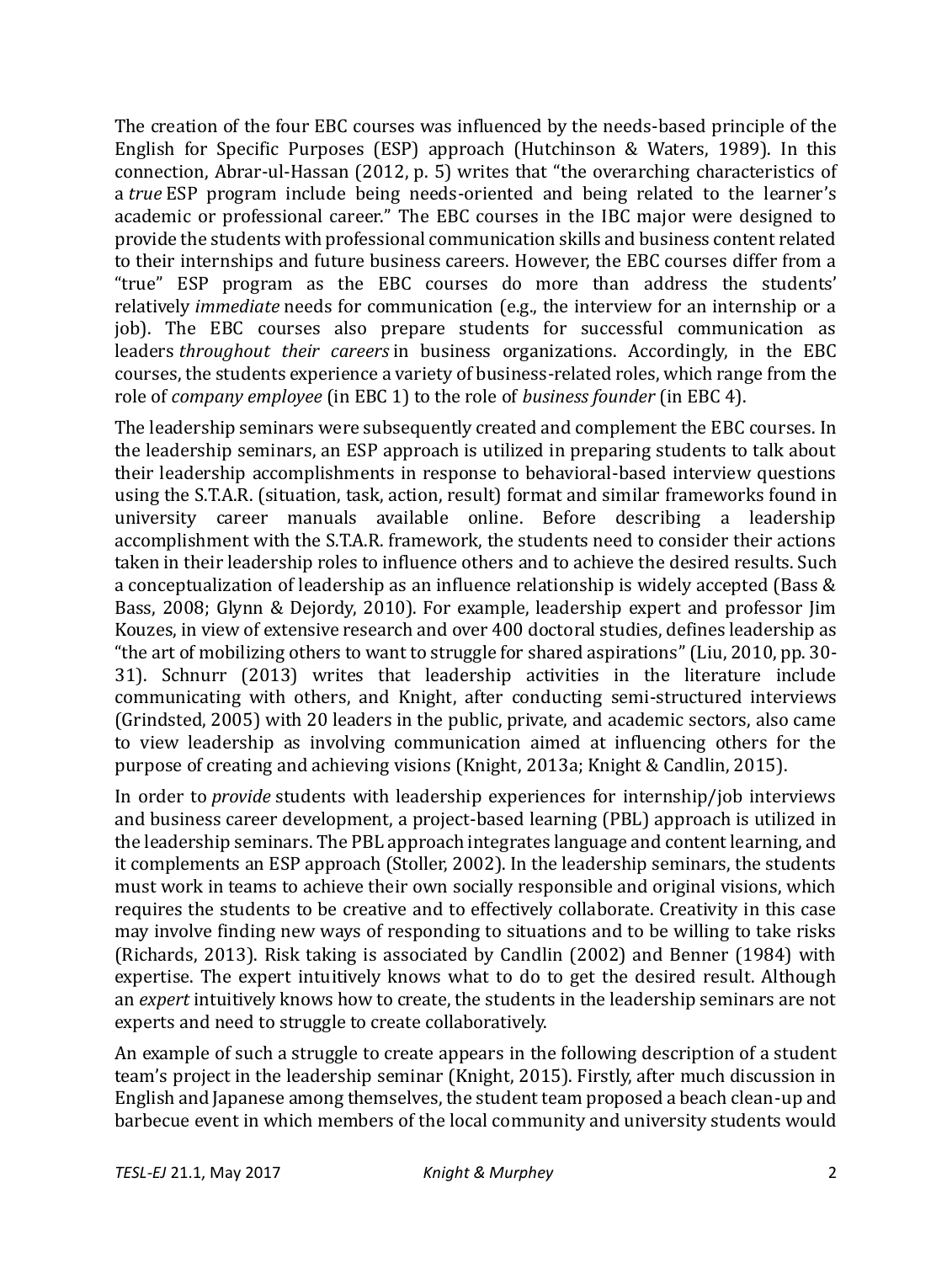The creation of the four EBC courses was influenced by the needs-based principle of the English for Specific Purposes (ESP) approach (Hutchinson & Waters, 1989). In this connection, Abrar-ul-Hassan (2012, p. 5) writes that "the overarching characteristics of a *true* ESP program include being needs-oriented and being related to the learner's academic or professional career." The EBC courses in the IBC major were designed to provide the students with professional communication skills and business content related to their internships and future business careers. However, the EBC courses differ from a "true" ESP program as the EBC courses do more than address the students' relatively *immediate* needs for communication (e.g., the interview for an internship or a job). The EBC courses also prepare students for successful communication as leaders *throughout their careers* in business organizations. Accordingly, in the EBC courses, the students experience a variety of business-related roles, which range from the role of *company employee* (in EBC 1) to the role of *business founder* (in EBC 4).

The leadership seminars were subsequently created and complement the EBC courses. In the leadership seminars, an ESP approach is utilized in preparing students to talk about their leadership accomplishments in response to behavioral-based interview questions using the S.T.A.R. (situation, task, action, result) format and similar frameworks found in university career manuals available online. Before describing a leadership accomplishment with the S.T.A.R. framework, the students need to consider their actions taken in their leadership roles to influence others and to achieve the desired results. Such a conceptualization of leadership as an influence relationship is widely accepted (Bass & Bass, 2008; Glynn & Dejordy, 2010). For example, leadership expert and professor Jim Kouzes, in view of extensive research and over 400 doctoral studies, defines leadership as "the art of mobilizing others to want to struggle for shared aspirations" (Liu, 2010, pp. 30-31). Schnurr (2013) writes that leadership activities in the literature include communicating with others, and Knight, after conducting semi-structured interviews (Grindsted, 2005) with 20 leaders in the public, private, and academic sectors, also came to view leadership as involving communication aimed at influencing others for the purpose of creating and achieving visions (Knight, 2013a; Knight & Candlin, 2015).

In order to *provide* students with leadership experiences for internship/job interviews and business career development, a project-based learning (PBL) approach is utilized in the leadership seminars. The PBL approach integrates language and content learning, and it complements an ESP approach (Stoller, 2002). In the leadership seminars, the students must work in teams to achieve their own socially responsible and original visions, which requires the students to be creative and to effectively collaborate. Creativity in this case may involve finding new ways of responding to situations and to be willing to take risks (Richards, 2013). Risk taking is associated by Candlin (2002) and Benner (1984) with expertise. The expert intuitively knows what to do to get the desired result. Although an *expert* intuitively knows how to create, the students in the leadership seminars are not experts and need to struggle to create collaboratively.

An example of such a struggle to create appears in the following description of a student team's project in the leadership seminar (Knight, 2015). Firstly, after much discussion in English and Japanese among themselves, the student team proposed a beach clean-up and barbecue event in which members of the local community and university students would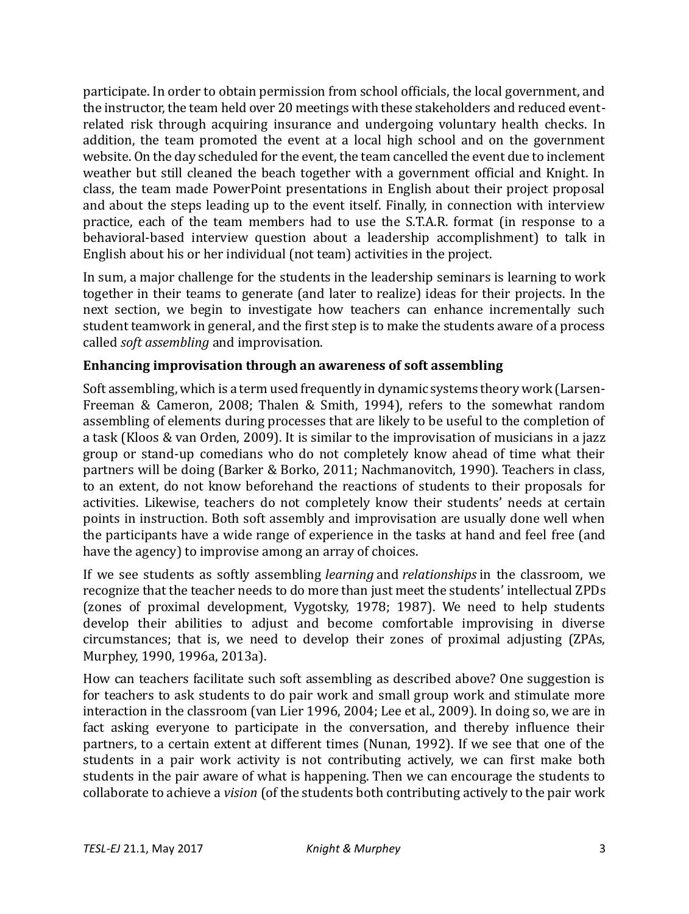participate. In order to obtain permission from school officials, the local government, and the instructor, the team held over 20 meetings with these stakeholders and reduced event-related risk through acquiring insurance and undergoing voluntary health checks. In addition, the team promoted the event at a local high school and on the government website. On the day scheduled for the event, the team cancelled the event due to inclement weather but still cleaned the beach together with a government official and Knight. In class, the team made PowerPoint presentations in English about their project proposal and about the steps leading up to the event itself. Finally, in connection with interview practice, each of the team members had to use the S.T.A.R. format (in response to a behavioral-based interview question about a leadership accomplishment) to talk in English about his or her individual (not team) activities in the project.

In sum, a major challenge for the students in the leadership seminars is learning to work together in their teams to generate (and later to realize) ideas for their projects. In the next section, we begin to investigate how teachers can enhance incrementally such student teamwork in general, and the first step is to make the students aware of a process called *soft assembling* and improvisation.

### Enhancing improvisation through an awareness of soft assembling

Soft assembling, which is a term used frequently in dynamic systems theory work (Larsen-Freeman & Cameron, 2008; Thalen & Smith, 1994), refers to the somewhat random assembling of elements during processes that are likely to be useful to the completion of a task (Kloos & van Orden, 2009). It is similar to the improvisation of musicians in a jazz group or stand-up comedians who do not completely know ahead of time what their partners will be doing (Barker & Borko, 2011; Nachmanovitch, 1990). Teachers in class, to an extent, do not know beforehand the reactions of students to their proposals for activities. Likewise, teachers do not completely know their students' needs at certain points in instruction. Both soft assembly and improvisation are usually done well when the participants have a wide range of experience in the tasks at hand and feel free (and have the agency) to improvise among an array of choices.

If we see students as softly assembling *learning* and *relationships* in the classroom, we recognize that the teacher needs to do more than just meet the students' intellectual ZPDs (zones of proximal development, Vygotsky, 1978; 1987). We need to help students develop their abilities to adjust and become comfortable improvising in diverse circumstances; that is, we need to develop their zones of proximal adjusting (ZPAs, Murphey, 1990, 1996a, 2013a).

How can teachers facilitate such soft assembling as described above? One suggestion is for teachers to ask students to do pair work and small group work and stimulate more interaction in the classroom (van Lier 1996, 2004; Lee et al., 2009). In doing so, we are in fact asking everyone to participate in the conversation, and thereby influence their partners, to a certain extent at different times (Nunan, 1992). If we see that one of the students in a pair work activity is not contributing actively, we can first make both students in the pair aware of what is happening. Then we can encourage the students to collaborate to achieve a *vision* (of the students both contributing actively to the pair work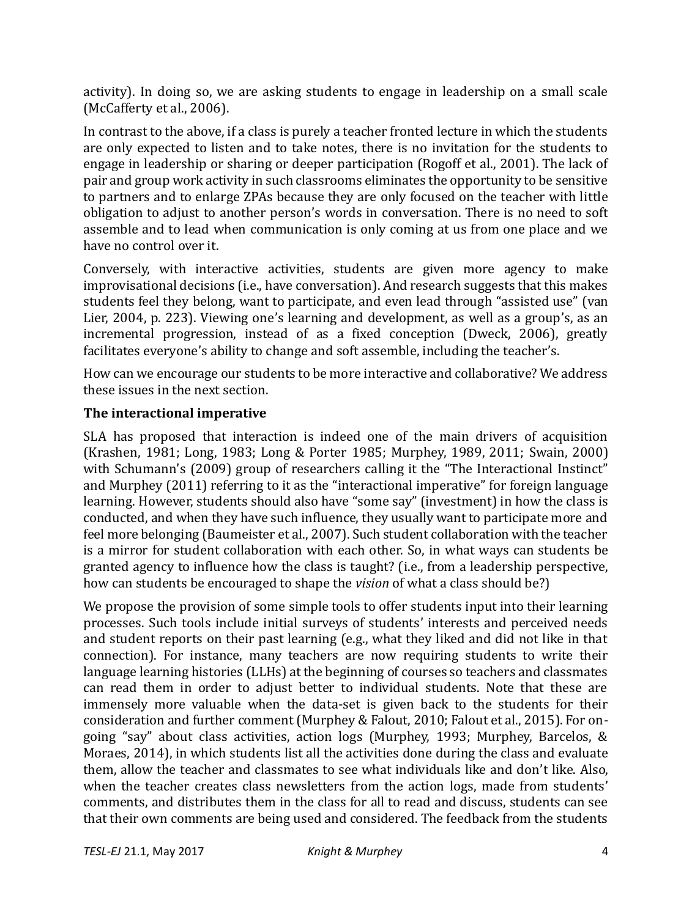activity). In doing so, we are asking students to engage in leadership on a small scale (McCafferty et al., 2006).

In contrast to the above, if a class is purely a teacher fronted lecture in which the students are only expected to listen and to take notes, there is no invitation for the students to engage in leadership or sharing or deeper participation (Rogoff et al., 2001). The lack of pair and group work activity in such classrooms eliminates the opportunity to be sensitive to partners and to enlarge ZPAs because they are only focused on the teacher with little obligation to adjust to another person's words in conversation. There is no need to soft assemble and to lead when communication is only coming at us from one place and we have no control over it.

Conversely, with interactive activities, students are given more agency to make improvisational decisions (i.e., have conversation). And research suggests that this makes students feel they belong, want to participate, and even lead through "assisted use" (van Lier, 2004, p. 223). Viewing one's learning and development, as well as a group's, as an incremental progression, instead of as a fixed conception (Dweck, 2006), greatly facilitates everyone's ability to change and soft assemble, including the teacher's.

How can we encourage our students to be more interactive and collaborative? We address these issues in the next section.

### The interactional imperative

SLA has proposed that interaction is indeed one of the main drivers of acquisition (Krashen, 1981; Long, 1983; Long & Porter 1985; Murphey, 1989, 2011; Swain, 2000) with Schumann's (2009) group of researchers calling it the "The Interactional Instinct" and Murphey (2011) referring to it as the "interactional imperative" for foreign language learning. However, students should also have "some say" (investment) in how the class is conducted, and when they have such influence, they usually want to participate more and feel more belonging (Baumeister et al., 2007). Such student collaboration with the teacher is a mirror for student collaboration with each other. So, in what ways can students be granted agency to influence how the class is taught? (i.e., from a leadership perspective, how can students be encouraged to shape the *vision* of what a class should be?)

We propose the provision of some simple tools to offer students input into their learning processes. Such tools include initial surveys of students' interests and perceived needs and student reports on their past learning (e.g., what they liked and did not like in that connection). For instance, many teachers are now requiring students to write their language learning histories (LLHs) at the beginning of courses so teachers and classmates can read them in order to adjust better to individual students. Note that these are immensely more valuable when the data-set is given back to the students for their consideration and further comment (Murphey & Falout, 2010; Falout et al., 2015). For on-going "say" about class activities, action logs (Murphey, 1993; Murphey, Barcelos, & Moraes, 2014), in which students list all the activities done during the class and evaluate them, allow the teacher and classmates to see what individuals like and don't like. Also, when the teacher creates class newsletters from the action logs, made from students' comments, and distributes them in the class for all to read and discuss, students can see that their own comments are being used and considered. The feedback from the students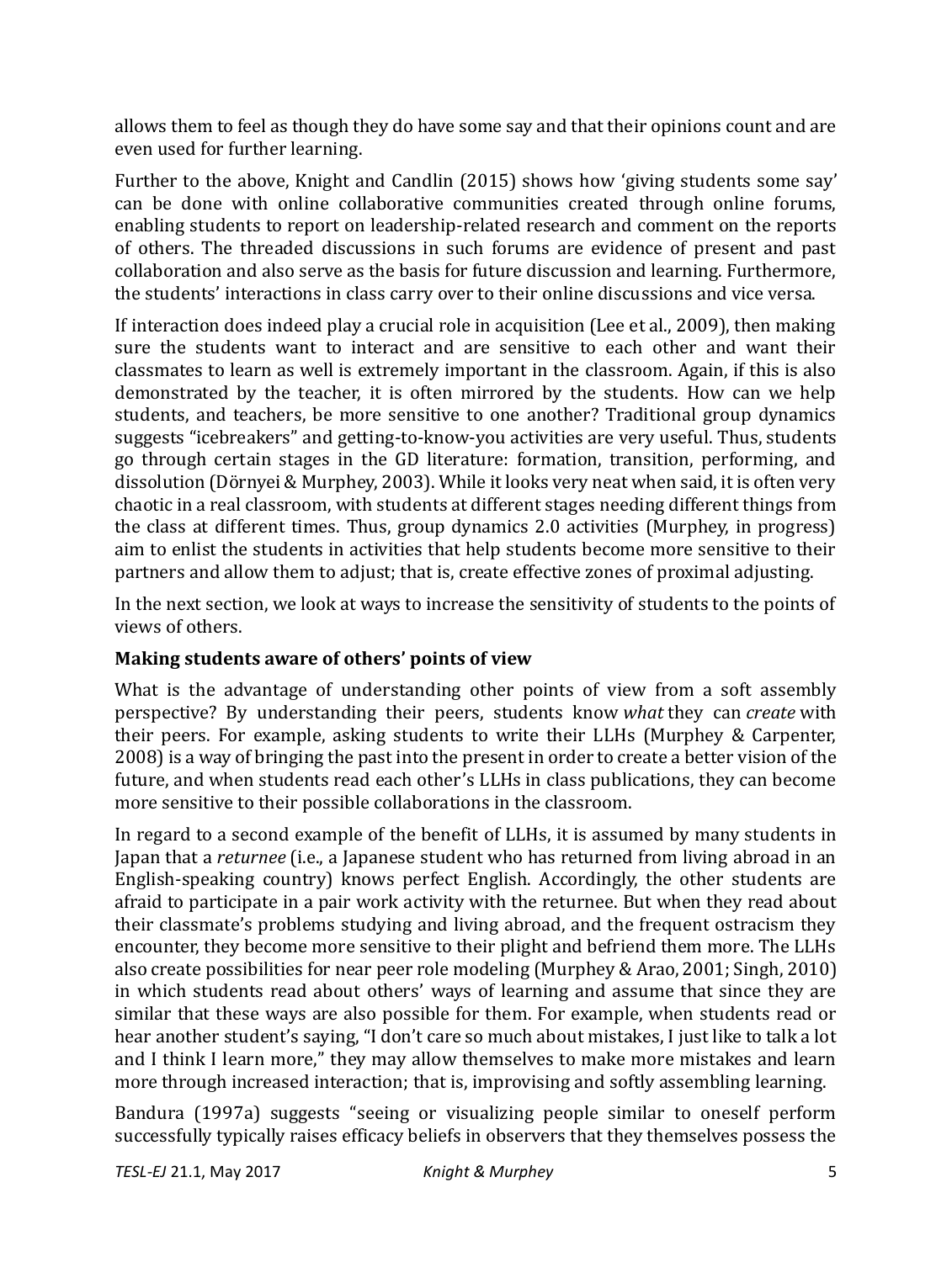allows them to feel as though they do have some say and that their opinions count and are even used for further learning.

Further to the above, Knight and Candlin (2015) shows how 'giving students some say' can be done with online collaborative communities created through online forums, enabling students to report on leadership-related research and comment on the reports of others. The threaded discussions in such forums are evidence of present and past collaboration and also serve as the basis for future discussion and learning. Furthermore, the students' interactions in class carry over to their online discussions and vice versa.

If interaction does indeed play a crucial role in acquisition (Lee et al., 2009), then making sure the students want to interact and are sensitive to each other and want their classmates to learn as well is extremely important in the classroom. Again, if this is also demonstrated by the teacher, it is often mirrored by the students. How can we help students, and teachers, be more sensitive to one another? Traditional group dynamics suggests "icebreakers" and getting-to-know-you activities are very useful. Thus, students go through certain stages in the GD literature: formation, transition, performing, and dissolution (Dörnyei & Murphey, 2003). While it looks very neat when said, it is often very chaotic in a real classroom, with students at different stages needing different things from the class at different times. Thus, group dynamics 2.0 activities (Murphey, in progress) aim to enlist the students in activities that help students become more sensitive to their partners and allow them to adjust; that is, create effective zones of proximal adjusting.

In the next section, we look at ways to increase the sensitivity of students to the points of views of others.

**Making students aware of others' points of view**

What is the advantage of understanding other points of view from a soft assembly perspective? By understanding their peers, students know *what* they can *create* with their peers. For example, asking students to write their LLHs (Murphey & Carpenter, 2008) is a way of bringing the past into the present in order to create a better vision of the future, and when students read each other's LLHs in class publications, they can become more sensitive to their possible collaborations in the classroom.

In regard to a second example of the benefit of LLHs, it is assumed by many students in Japan that a *returnee* (i.e., a Japanese student who has returned from living abroad in an English-speaking country) knows perfect English. Accordingly, the other students are afraid to participate in a pair work activity with the returnee. But when they read about their classmate's problems studying and living abroad, and the frequent ostracism they encounter, they become more sensitive to their plight and befriend them more. The LLHs also create possibilities for near peer role modeling (Murphey & Arao, 2001; Singh, 2010) in which students read about others' ways of learning and assume that since they are similar that these ways are also possible for them. For example, when students read or hear another student's saying, "I don't care so much about mistakes, I just like to talk a lot and I think I learn more," they may allow themselves to make more mistakes and learn more through increased interaction; that is, improvising and softly assembling learning.

Bandura (1997a) suggests "seeing or visualizing people similar to oneself perform successfully typically raises efficacy beliefs in observers that they themselves possess the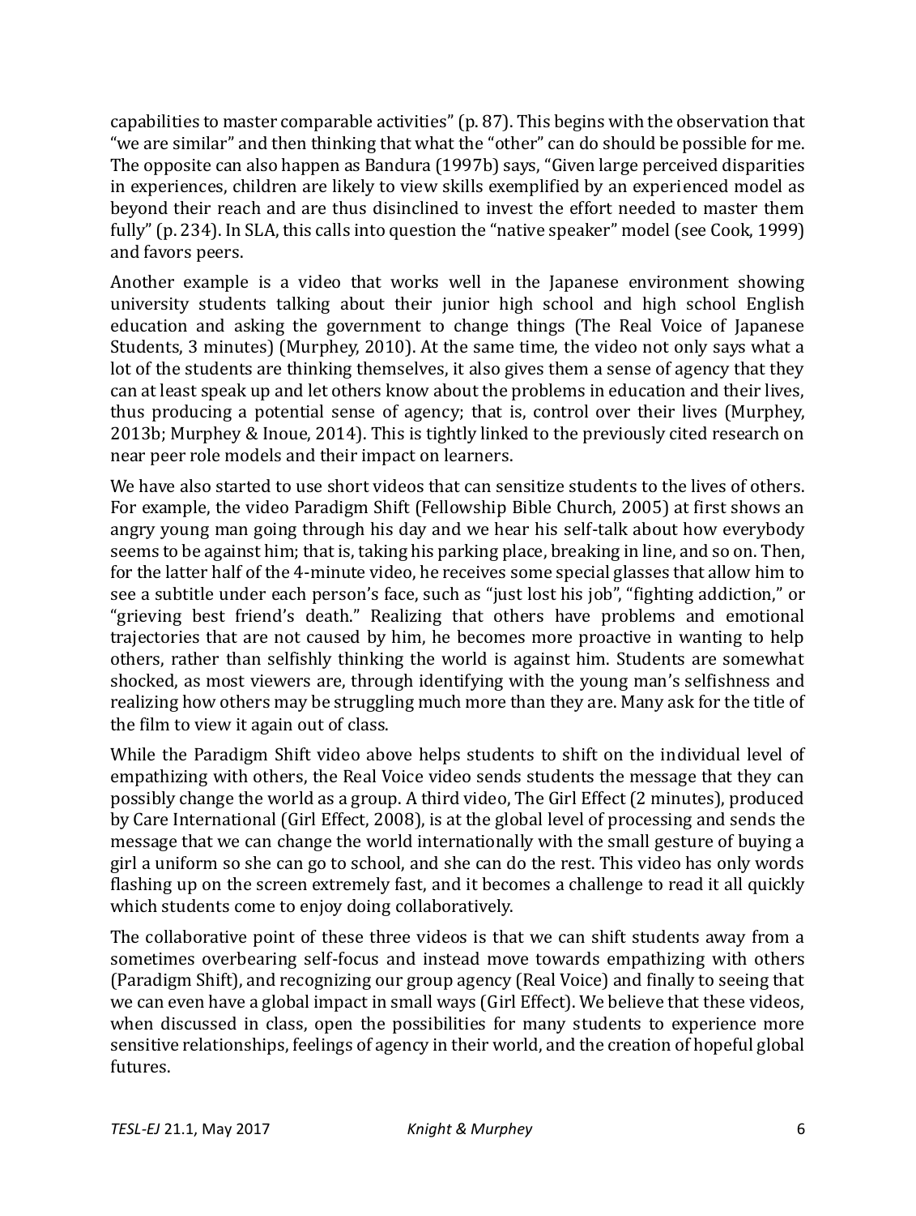capabilities to master comparable activities" (p. 87). This begins with the observation that "we are similar" and then thinking that what the "other" can do should be possible for me. The opposite can also happen as Bandura (1997b) says, "Given large perceived disparities in experiences, children are likely to view skills exemplified by an experienced model as beyond their reach and are thus disinclined to invest the effort needed to master them fully" (p. 234). In SLA, this calls into question the "native speaker" model (see Cook, 1999) and favors peers.

Another example is a video that works well in the Japanese environment showing university students talking about their junior high school and high school English education and asking the government to change things (The Real Voice of Japanese Students, 3 minutes) (Murphey, 2010). At the same time, the video not only says what a lot of the students are thinking themselves, it also gives them a sense of agency that they can at least speak up and let others know about the problems in education and their lives, thus producing a potential sense of agency; that is, control over their lives (Murphey, 2013b; Murphey & Inoue, 2014). This is tightly linked to the previously cited research on near peer role models and their impact on learners.

We have also started to use short videos that can sensitize students to the lives of others. For example, the video Paradigm Shift (Fellowship Bible Church, 2005) at first shows an angry young man going through his day and we hear his self-talk about how everybody seems to be against him; that is, taking his parking place, breaking in line, and so on. Then, for the latter half of the 4-minute video, he receives some special glasses that allow him to see a subtitle under each person's face, such as "just lost his job", "fighting addiction," or "grieving best friend's death." Realizing that others have problems and emotional trajectories that are not caused by him, he becomes more proactive in wanting to help others, rather than selfishly thinking the world is against him. Students are somewhat shocked, as most viewers are, through identifying with the young man's selfishness and realizing how others may be struggling much more than they are. Many ask for the title of the film to view it again out of class.

While the Paradigm Shift video above helps students to shift on the individual level of empathizing with others, the Real Voice video sends students the message that they can possibly change the world as a group. A third video, The Girl Effect (2 minutes), produced by Care International (Girl Effect, 2008), is at the global level of processing and sends the message that we can change the world internationally with the small gesture of buying a girl a uniform so she can go to school, and she can do the rest. This video has only words flashing up on the screen extremely fast, and it becomes a challenge to read it all quickly which students come to enjoy doing collaboratively.

The collaborative point of these three videos is that we can shift students away from a sometimes overbearing self-focus and instead move towards empathizing with others (Paradigm Shift), and recognizing our group agency (Real Voice) and finally to seeing that we can even have a global impact in small ways (Girl Effect). We believe that these videos, when discussed in class, open the possibilities for many students to experience more sensitive relationships, feelings of agency in their world, and the creation of hopeful global futures.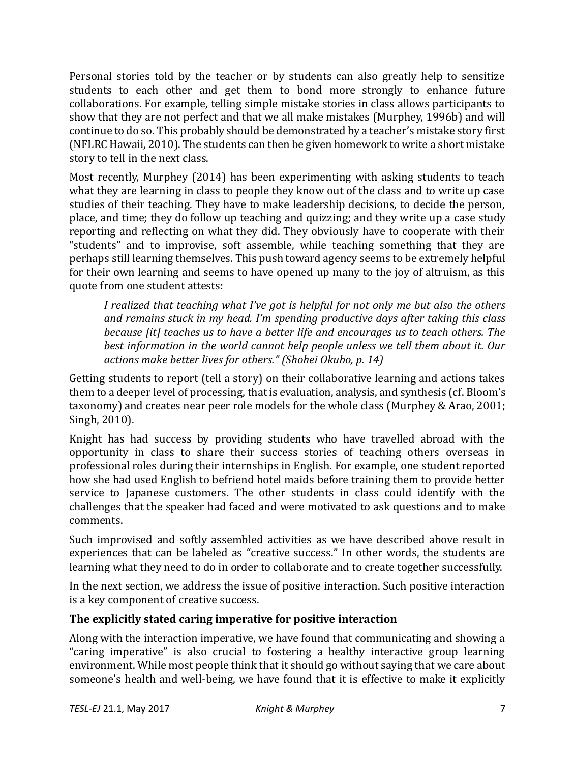Personal stories told by the teacher or by students can also greatly help to sensitize students to each other and get them to bond more strongly to enhance future collaborations. For example, telling simple mistake stories in class allows participants to show that they are not perfect and that we all make mistakes (Murphey, 1996b) and will continue to do so. This probably should be demonstrated by a teacher's mistake story first (NFLRC Hawaii, 2010). The students can then be given homework to write a short mistake story to tell in the next class.

Most recently, Murphey (2014) has been experimenting with asking students to teach what they are learning in class to people they know out of the class and to write up case studies of their teaching. They have to make leadership decisions, to decide the person, place, and time; they do follow up teaching and quizzing; and they write up a case study reporting and reflecting on what they did. They obviously have to cooperate with their "students" and to improvise, soft assemble, while teaching something that they are perhaps still learning themselves. This push toward agency seems to be extremely helpful for their own learning and seems to have opened up many to the joy of altruism, as this quote from one student attests:

> *I realized that teaching what I've got is helpful for not only me but also the others and remains stuck in my head. I'm spending productive days after taking this class because [it] teaches us to have a better life and encourages us to teach others. The best information in the world cannot help people unless we tell them about it. Our actions make better lives for others." (Shohei Okubo, p. 14)*

Getting students to report (tell a story) on their collaborative learning and actions takes them to a deeper level of processing, that is evaluation, analysis, and synthesis (cf. Bloom's taxonomy) and creates near peer role models for the whole class (Murphey & Arao, 2001; Singh, 2010).

Knight has had success by providing students who have travelled abroad with the opportunity in class to share their success stories of teaching others overseas in professional roles during their internships in English. For example, one student reported how she had used English to befriend hotel maids before training them to provide better service to Japanese customers. The other students in class could identify with the challenges that the speaker had faced and were motivated to ask questions and to make comments.

Such improvised and softly assembled activities as we have described above result in experiences that can be labeled as "creative success." In other words, the students are learning what they need to do in order to collaborate and to create together successfully.

In the next section, we address the issue of positive interaction. Such positive interaction is a key component of creative success.

### The explicitly stated caring imperative for positive interaction

Along with the interaction imperative, we have found that communicating and showing a "caring imperative" is also crucial to fostering a healthy interactive group learning environment. While most people think that it should go without saying that we care about someone's health and well-being, we have found that it is effective to make it explicitly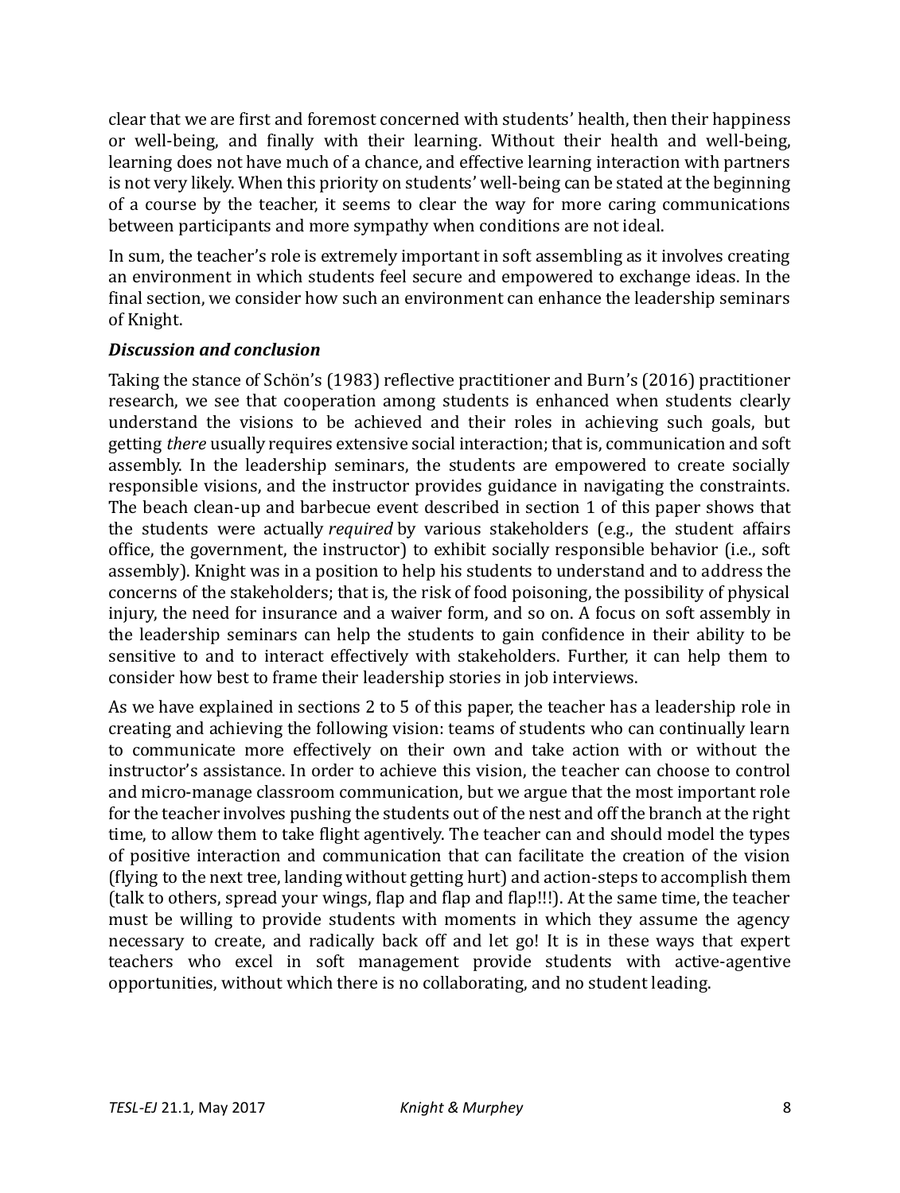clear that we are first and foremost concerned with students' health, then their happiness or well-being, and finally with their learning. Without their health and well-being, learning does not have much of a chance, and effective learning interaction with partners is not very likely. When this priority on students' well-being can be stated at the beginning of a course by the teacher, it seems to clear the way for more caring communications between participants and more sympathy when conditions are not ideal.

In sum, the teacher's role is extremely important in soft assembling as it involves creating an environment in which students feel secure and empowered to exchange ideas. In the final section, we consider how such an environment can enhance the leadership seminars of Knight.

### *Discussion and conclusion*

Taking the stance of Schön's (1983) reflective practitioner and Burn's (2016) practitioner research, we see that cooperation among students is enhanced when students clearly understand the visions to be achieved and their roles in achieving such goals, but getting *there* usually requires extensive social interaction; that is, communication and soft assembly. In the leadership seminars, the students are empowered to create socially responsible visions, and the instructor provides guidance in navigating the constraints. The beach clean-up and barbecue event described in section 1 of this paper shows that the students were actually *required* by various stakeholders (e.g., the student affairs office, the government, the instructor) to exhibit socially responsible behavior (i.e., soft assembly). Knight was in a position to help his students to understand and to address the concerns of the stakeholders; that is, the risk of food poisoning, the possibility of physical injury, the need for insurance and a waiver form, and so on. A focus on soft assembly in the leadership seminars can help the students to gain confidence in their ability to be sensitive to and to interact effectively with stakeholders. Further, it can help them to consider how best to frame their leadership stories in job interviews.

As we have explained in sections 2 to 5 of this paper, the teacher has a leadership role in creating and achieving the following vision: teams of students who can continually learn to communicate more effectively on their own and take action with or without the instructor's assistance. In order to achieve this vision, the teacher can choose to control and micro-manage classroom communication, but we argue that the most important role for the teacher involves pushing the students out of the nest and off the branch at the right time, to allow them to take flight agentively. The teacher can and should model the types of positive interaction and communication that can facilitate the creation of the vision (flying to the next tree, landing without getting hurt) and action-steps to accomplish them (talk to others, spread your wings, flap and flap and flap!!!). At the same time, the teacher must be willing to provide students with moments in which they assume the agency necessary to create, and radically back off and let go! It is in these ways that expert teachers who excel in soft management provide students with active-agentive opportunities, without which there is no collaborating, and no student leading.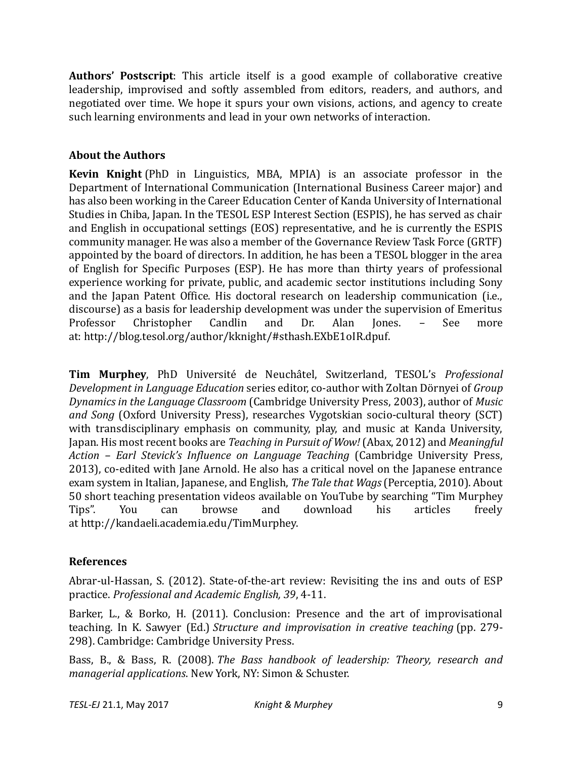**Authors' Postscript**: This article itself is a good example of collaborative creative leadership, improvised and softly assembled from editors, readers, and authors, and negotiated over time. We hope it spurs your own visions, actions, and agency to create such learning environments and lead in your own networks of interaction.

### About the Authors

**Kevin Knight** (PhD in Linguistics, MBA, MPIA) is an associate professor in the Department of International Communication (International Business Career major) and has also been working in the Career Education Center of Kanda University of International Studies in Chiba, Japan. In the TESOL ESP Interest Section (ESPIS), he has served as chair and English in occupational settings (EOS) representative, and he is currently the ESPIS community manager. He was also a member of the Governance Review Task Force (GRTF) appointed by the board of directors. In addition, he has been a TESOL blogger in the area of English for Specific Purposes (ESP). He has more than thirty years of professional experience working for private, public, and academic sector institutions including Sony and the Japan Patent Office. His doctoral research on leadership communication (i.e., discourse) as a basis for leadership development was under the supervision of Emeritus Professor Christopher Candlin and Dr. Alan Jones. – See more at: http://blog.tesol.org/author/kknight/#sthash.EXbE1oIR.dpuf.

**Tim Murphey**, PhD Université de Neuchâtel, Switzerland, TESOL's *Professional Development in Language Education* series editor, co-author with Zoltan Dörnyei of *Group Dynamics in the Language Classroom* (Cambridge University Press, 2003), author of *Music and Song* (Oxford University Press), researches Vygotskian socio-cultural theory (SCT) with transdisciplinary emphasis on community, play, and music at Kanda University, Japan. His most recent books are *Teaching in Pursuit of Wow!* (Abax, 2012) and *Meaningful Action – Earl Stevick's Influence on Language Teaching* (Cambridge University Press, 2013), co-edited with Jane Arnold. He also has a critical novel on the Japanese entrance exam system in Italian, Japanese, and English, *The Tale that Wags* (Perceptia, 2010). About 50 short teaching presentation videos available on YouTube by searching "Tim Murphey Tips". You can browse and download his articles freely at http://kandaeli.academia.edu/TimMurphey.

### References

Abrar-ul-Hassan, S. (2012). State-of-the-art review: Revisiting the ins and outs of ESP practice. *Professional and Academic English, 39*, 4-11.

Barker, L., & Borko, H. (2011). Conclusion: Presence and the art of improvisational teaching. In K. Sawyer (Ed.) *Structure and improvisation in creative teaching* (pp. 279-298). Cambridge: Cambridge University Press.

Bass, B., & Bass, R. (2008). *The Bass handbook of leadership: Theory, research and managerial applications*. New York, NY: Simon & Schuster.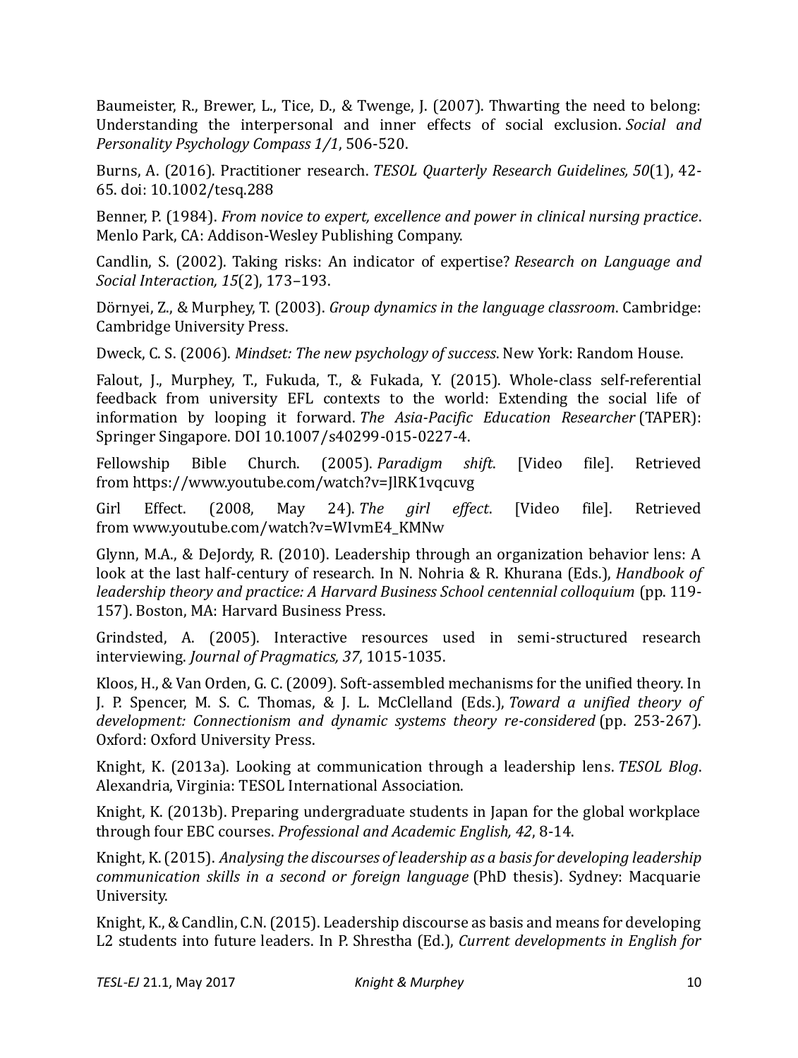Baumeister, R., Brewer, L., Tice, D., & Twenge, J. (2007). Thwarting the need to belong: Understanding the interpersonal and inner effects of social exclusion. *Social and Personality Psychology Compass 1/1*, 506-520.

Burns, A. (2016). Practitioner research. *TESOL Quarterly Research Guidelines, 50*(1), 42-65. doi: 10.1002/tesq.288

Benner, P. (1984). *From novice to expert, excellence and power in clinical nursing practice*. Menlo Park, CA: Addison-Wesley Publishing Company.

Candlin, S. (2002). Taking risks: An indicator of expertise? *Research on Language and Social Interaction, 15*(2), 173–193.

Dörnyei, Z., & Murphey, T. (2003). *Group dynamics in the language classroom*. Cambridge: Cambridge University Press.

Dweck, C. S. (2006). *Mindset: The new psychology of success*. New York: Random House.

Falout, J., Murphey, T., Fukuda, T., & Fukada, Y. (2015). Whole-class self-referential feedback from university EFL contexts to the world: Extending the social life of information by looping it forward. *The Asia-Pacific Education Researcher* (TAPER): Springer Singapore. DOI 10.1007/s40299-015-0227-4.

Fellowship Bible Church. (2005). *Paradigm shift*. [Video file]. Retrieved from https://www.youtube.com/watch?v=JlRK1vqcuvg

Girl Effect. (2008, May 24). *The girl effect*. [Video file]. Retrieved from www.youtube.com/watch?v=WIvmE4_KMNw

Glynn, M.A., & DeJordy, R. (2010). Leadership through an organization behavior lens: A look at the last half-century of research. In N. Nohria & R. Khurana (Eds.), *Handbook of leadership theory and practice: A Harvard Business School centennial colloquium* (pp. 119-157). Boston, MA: Harvard Business Press.

Grindsted, A. (2005). Interactive resources used in semi-structured research interviewing. *Journal of Pragmatics, 37*, 1015-1035.

Kloos, H., & Van Orden, G. C. (2009). Soft-assembled mechanisms for the unified theory. In J. P. Spencer, M. S. C. Thomas, & J. L. McClelland (Eds.), *Toward a unified theory of development: Connectionism and dynamic systems theory re-considered* (pp. 253-267). Oxford: Oxford University Press.

Knight, K. (2013a). Looking at communication through a leadership lens. *TESOL Blog*. Alexandria, Virginia: TESOL International Association.

Knight, K. (2013b). Preparing undergraduate students in Japan for the global workplace through four EBC courses. *Professional and Academic English, 42*, 8-14.

Knight, K. (2015). *Analysing the discourses of leadership as a basis for developing leadership communication skills in a second or foreign language* (PhD thesis). Sydney: Macquarie University.

Knight, K., & Candlin, C.N. (2015). Leadership discourse as basis and means for developing L2 students into future leaders. In P. Shrestha (Ed.), *Current developments in English for*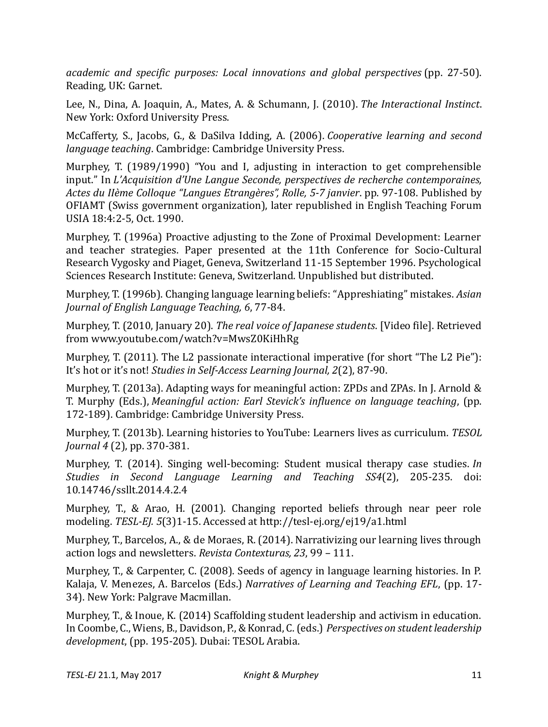*academic and specific purposes: Local innovations and global perspectives* (pp. 27-50). Reading, UK: Garnet.

Lee, N., Dina, A. Joaquin, A., Mates, A. & Schumann, J. (2010). *The Interactional Instinct*. New York: Oxford University Press.

McCafferty, S., Jacobs, G., & DaSilva Idding, A. (2006). *Cooperative learning and second language teaching*. Cambridge: Cambridge University Press.

Murphey, T. (1989/1990) "You and I, adjusting in interaction to get comprehensible input." In *L'Acquisition d'Une Langue Seconde, perspectives de recherche contemporaines, Actes du IIème Colloque "Langues Etrangères", Rolle, 5-7 janvier*. pp. 97-108. Published by OFIAMT (Swiss government organization), later republished in English Teaching Forum USIA 18:4:2-5, Oct. 1990.

Murphey, T. (1996a) Proactive adjusting to the Zone of Proximal Development: Learner and teacher strategies. Paper presented at the 11th Conference for Socio-Cultural Research Vygosky and Piaget, Geneva, Switzerland 11-15 September 1996. Psychological Sciences Research Institute: Geneva, Switzerland. Unpublished but distributed.

Murphey, T. (1996b). Changing language learning beliefs: "Appreshiating" mistakes. *Asian Journal of English Language Teaching, 6*, 77-84.

Murphey, T. (2010, January 20). *The real voice of Japanese students*. [Video file]. Retrieved from www.youtube.com/watch?v=MwsZ0KiHhRg

Murphey, T. (2011). The L2 passionate interactional imperative (for short "The L2 Pie"): It's hot or it's not! *Studies in Self-Access Learning Journal, 2*(2), 87-90.

Murphey, T. (2013a). Adapting ways for meaningful action: ZPDs and ZPAs. In J. Arnold & T. Murphy (Eds.), *Meaningful action: Earl Stevick's influence on language teaching*, (pp. 172-189). Cambridge: Cambridge University Press.

Murphey, T. (2013b). Learning histories to YouTube: Learners lives as curriculum. *TESOL Journal 4* (2), pp. 370-381.

Murphey, T. (2014). Singing well-becoming: Student musical therapy case studies. *In Studies in Second Language Learning and Teaching SS4*(2), 205-235. doi: 10.14746/ssllt.2014.4.2.4

Murphey, T., & Arao, H. (2001). Changing reported beliefs through near peer role modeling. *TESL-EJ. 5*(3)1-15. Accessed at http://tesl-ej.org/ej19/a1.html

Murphey, T., Barcelos, A., & de Moraes, R. (2014). Narrativizing our learning lives through action logs and newsletters. *Revista Contexturas, 23*, 99 – 111.

Murphey, T., & Carpenter, C. (2008). Seeds of agency in language learning histories. In P. Kalaja, V. Menezes, A. Barcelos (Eds.) *Narratives of Learning and Teaching EFL*, (pp. 17-34). New York: Palgrave Macmillan.

Murphey, T., & Inoue, K. (2014) Scaffolding student leadership and activism in education. In Coombe, C., Wiens, B., Davidson, P., & Konrad, C. (eds.) *Perspectives on student leadership development*, (pp. 195-205). Dubai: TESOL Arabia.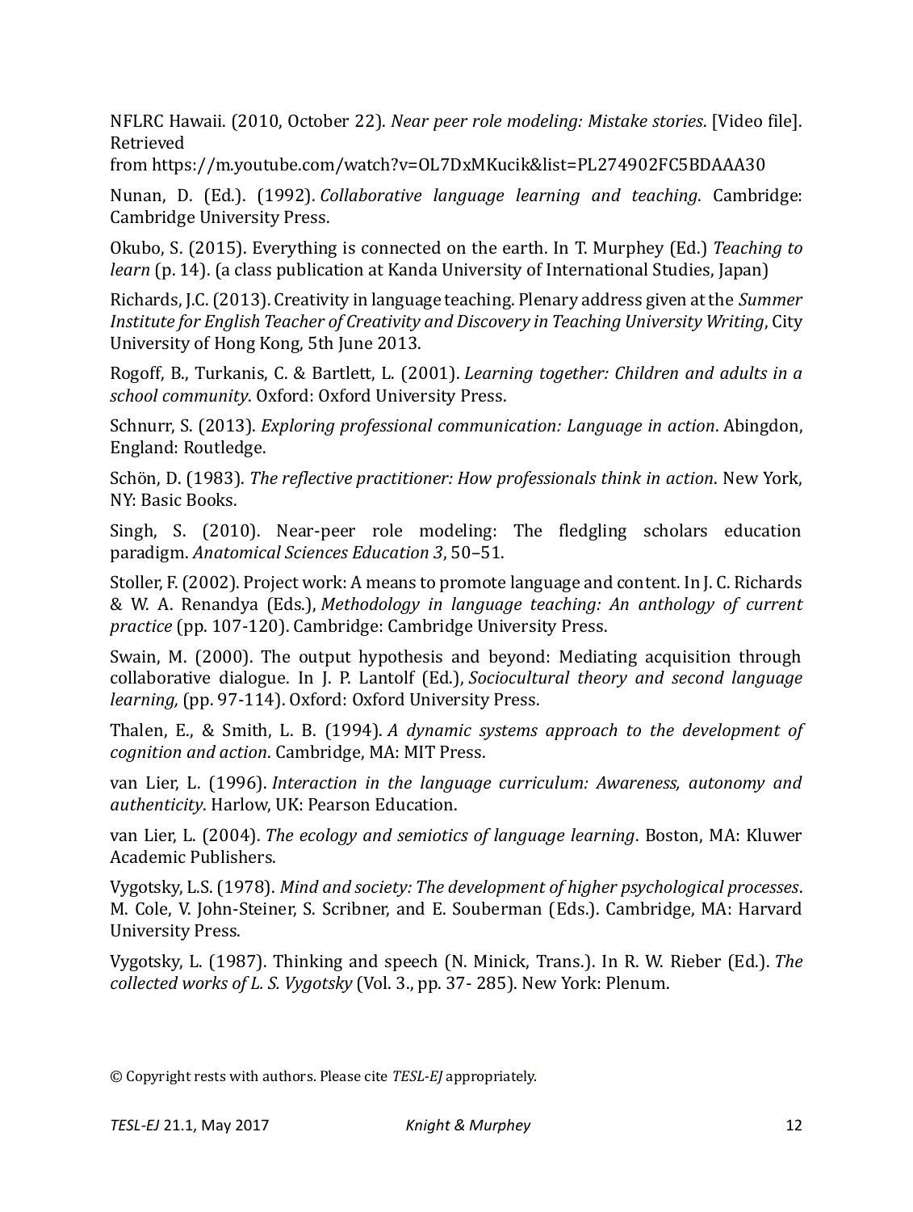NFLRC Hawaii. (2010, October 22). *Near peer role modeling: Mistake stories*. [Video file]. Retrieved
from https://m.youtube.com/watch?v=OL7DxMKucik&list=PL274902FC5BDAAA30

Nunan, D. (Ed.). (1992). *Collaborative language learning and teaching.* Cambridge: Cambridge University Press.

Okubo, S. (2015). Everything is connected on the earth. In T. Murphey (Ed.) *Teaching to learn* (p. 14). (a class publication at Kanda University of International Studies, Japan)

Richards, J.C. (2013). Creativity in language teaching. Plenary address given at the *Summer Institute for English Teacher of Creativity and Discovery in Teaching University Writing*, City University of Hong Kong, 5th June 2013.

Rogoff, B., Turkanis, C. & Bartlett, L. (2001). *Learning together: Children and adults in a school community*. Oxford: Oxford University Press.

Schnurr, S. (2013). *Exploring professional communication: Language in action*. Abingdon, England: Routledge.

Schön, D. (1983). *The reflective practitioner: How professionals think in action*. New York, NY: Basic Books.

Singh, S. (2010). Near-peer role modeling: The fledgling scholars education paradigm. *Anatomical Sciences Education 3*, 50–51.

Stoller, F. (2002). Project work: A means to promote language and content. In J. C. Richards & W. A. Renandya (Eds.), *Methodology in language teaching: An anthology of current practice* (pp. 107-120). Cambridge: Cambridge University Press.

Swain, M. (2000). The output hypothesis and beyond: Mediating acquisition through collaborative dialogue. In J. P. Lantolf (Ed.), *Sociocultural theory and second language learning,* (pp. 97-114). Oxford: Oxford University Press.

Thalen, E., & Smith, L. B. (1994). *A dynamic systems approach to the development of cognition and action*. Cambridge, MA: MIT Press.

van Lier, L. (1996). *Interaction in the language curriculum: Awareness, autonomy and authenticity*. Harlow, UK: Pearson Education.

van Lier, L. (2004). *The ecology and semiotics of language learning*. Boston, MA: Kluwer Academic Publishers.

Vygotsky, L.S. (1978). *Mind and society: The development of higher psychological processes*. M. Cole, V. John-Steiner, S. Scribner, and E. Souberman (Eds.). Cambridge, MA: Harvard University Press.

Vygotsky, L. (1987). Thinking and speech (N. Minick, Trans.). In R. W. Rieber (Ed.). *The collected works of L. S. Vygotsky* (Vol. 3., pp. 37- 285). New York: Plenum.

© Copyright rests with authors. Please cite *TESL-EJ* appropriately.